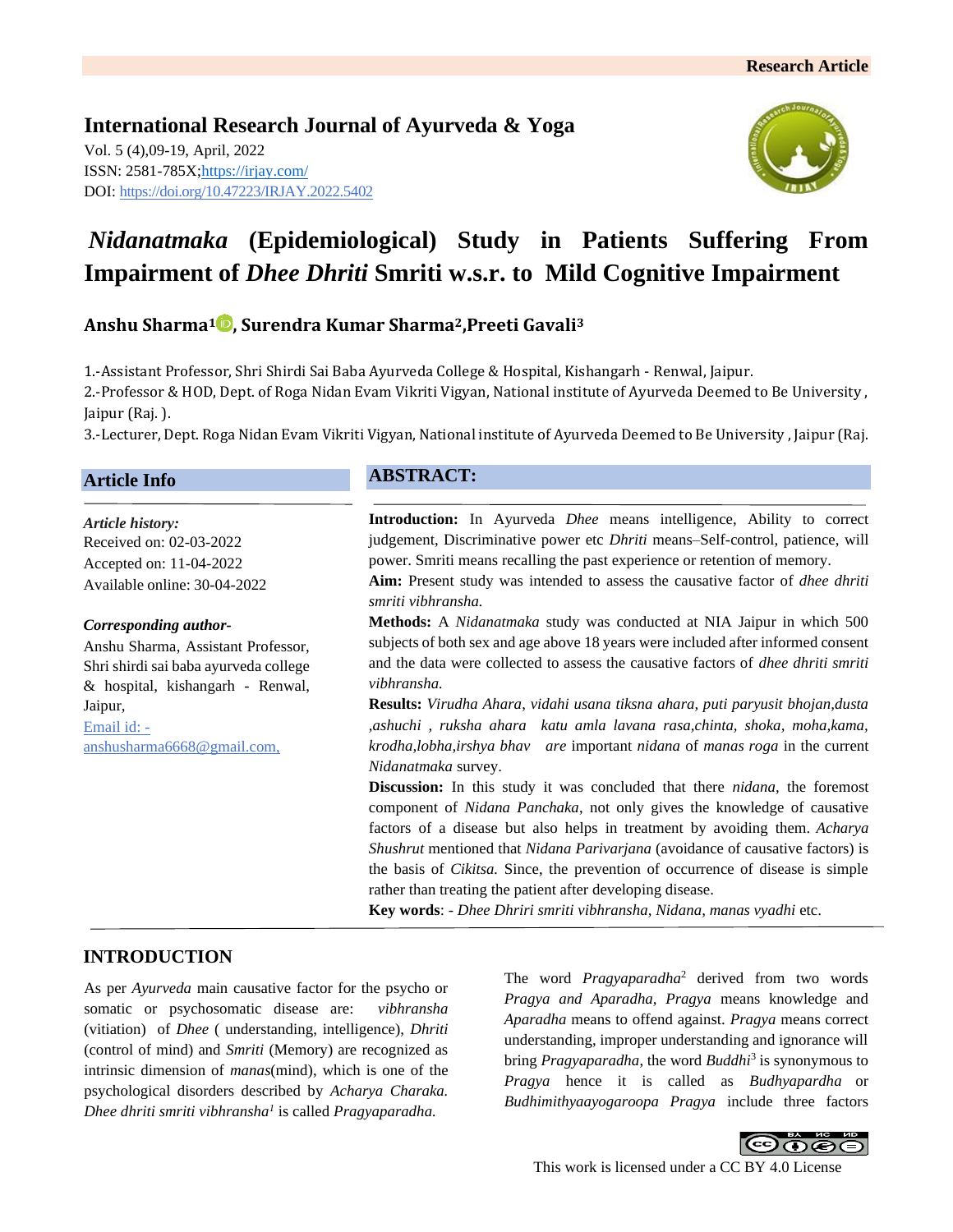Research Article

**International Research Journal of Ayurveda & Yoga**
Vol. 5 (4),09-19, April, 2022
ISSN: 2581-785X;https://irjay.com/
DOI: https://doi.org/10.47223/IRJAY.2022.5402

# *Nidanatmaka* (Epidemiological) Study in Patients Suffering From Impairment of *Dhee Dhriti* Smriti w.s.r. to Mild Cognitive Impairment

**Anshu Sharma[1], Surendra Kumar Sharma[2], Preeti Gavali[3]**

1.-Assistant Professor, Shri Shirdi Sai Baba Ayurveda College & Hospital, Kishangarh - Renwal, Jaipur.
2.-Professor & HOD, Dept. of Roga Nidan Evam Vikriti Vigyan, National institute of Ayurveda Deemed to Be University , Jaipur (Raj. ).
3.-Lecturer, Dept. Roga Nidan Evam Vikriti Vigyan, National institute of Ayurveda Deemed to Be University , Jaipur (Raj.

## Article Info

*Article history:*
Received on: 02-03-2022
Accepted on: 11-04-2022
Available online: 30-04-2022

*Corresponding author-*
Anshu Sharma, Assistant Professor, Shri shirdi sai baba ayurveda college & hospital, kishangarh - Renwal, Jaipur,
Email id: - anshusharma6668@gmail.com,

## ABSTRACT:

**Introduction:** In Ayurveda *Dhee* means intelligence, Ability to correct judgement, Discriminative power etc *Dhriti* means–Self-control, patience, will power. Smriti means recalling the past experience or retention of memory.

**Aim:** Present study was intended to assess the causative factor of *dhee dhriti smriti vibhransha.*

**Methods:** A *Nidanatmaka* study was conducted at NIA Jaipur in which 500 subjects of both sex and age above 18 years were included after informed consent and the data were collected to assess the causative factors of *dhee dhriti smriti vibhransha.*

**Results:** *Virudha Ahara*, *vidahi usana tiksna ahara, puti paryusit bhojan,dusta ,ashuchi , ruksha ahara katu amla lavana rasa,chinta, shoka, moha,kama, krodha,lobha,irshya bhav are* important *nidana* of *manas roga* in the current *Nidanatmaka* survey.

**Discussion:** In this study it was concluded that there *nidana,* the foremost component of *Nidana Panchaka*, not only gives the knowledge of causative factors of a disease but also helps in treatment by avoiding them. *Acharya Shushrut* mentioned that *Nidana Parivarjana* (avoidance of causative factors) is the basis of *Cikitsa.* Since, the prevention of occurrence of disease is simple rather than treating the patient after developing disease.

**Key words**: - *Dhee Dhriri smriti vibhransha, Nidana, manas vyadhi* etc.

## INTRODUCTION

As per *Ayurveda* main causative factor for the psycho or somatic or psychosomatic disease are: *vibhransha* (vitiation) of *Dhee* ( understanding, intelligence), *Dhriti* (control of mind) and *Smriti* (Memory) are recognized as intrinsic dimension of *manas*(mind), which is one of the psychological disorders described by *Acharya Charaka. Dhee dhriti smriti vibhransha*[1] is called *Pragyaparadha.*

The word *Pragyaparadha*[2] derived from two words *Pragya and Aparadha, Pragya* means knowledge and *Aparadha* means to offend against. *Pragya* means correct understanding, improper understanding and ignorance will bring *Pragyaparadha*, the word *Buddhi*[3] is synonymous to *Pragya* hence it is called as *Budhyapardha* or *Budhimithyaayogaroopa Pragya* include three factors

This work is licensed under a CC BY 4.0 License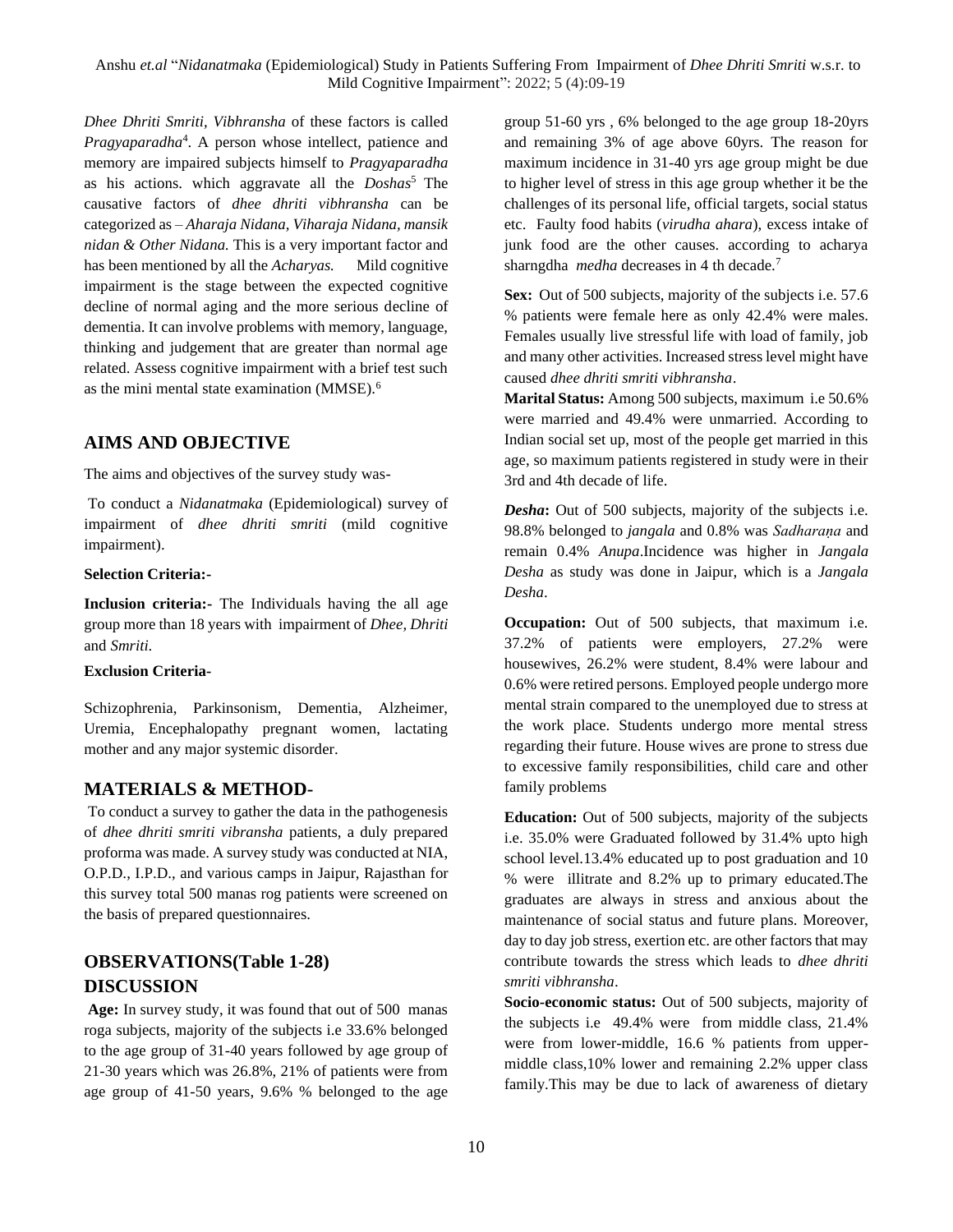*Dhee Dhriti Smriti, Vibhransha* of these factors is called *Pragyaparadha*[4]. A person whose intellect, patience and memory are impaired subjects himself to *Pragyaparadha* as his actions. which aggravate all the *Doshas*[5] The causative factors of *dhee dhriti vibhransha* can be categorized as – *Aharaja Nidana, Viharaja Nidana, mansik nidan & Other Nidana.* This is a very important factor and has been mentioned by all the *Acharyas.* Mild cognitive impairment is the stage between the expected cognitive decline of normal aging and the more serious decline of dementia. It can involve problems with memory, language, thinking and judgement that are greater than normal age related. Assess cognitive impairment with a brief test such as the mini mental state examination (MMSE).[6]

## AIMS AND OBJECTIVE

The aims and objectives of the survey study was-

To conduct a *Nidanatmaka* (Epidemiological) survey of impairment of *dhee dhriti smriti* (mild cognitive impairment).

**Selection Criteria:-**

**Inclusion criteria:-** The Individuals having the all age group more than 18 years with impairment of *Dhee, Dhriti* and *Smriti*.

**Exclusion Criteria-**

Schizophrenia, Parkinsonism, Dementia, Alzheimer, Uremia, Encephalopathy pregnant women, lactating mother and any major systemic disorder.

## MATERIALS & METHOD-

To conduct a survey to gather the data in the pathogenesis of *dhee dhriti smriti vibransha* patients, a duly prepared proforma was made. A survey study was conducted at NIA, O.P.D., I.P.D., and various camps in Jaipur, Rajasthan for this survey total 500 manas rog patients were screened on the basis of prepared questionnaires.

## OBSERVATIONS(Table 1-28)

## DISCUSSION

**Age:** In survey study, it was found that out of 500 manas roga subjects, majority of the subjects i.e 33.6% belonged to the age group of 31-40 years followed by age group of 21-30 years which was 26.8%, 21% of patients were from age group of 41-50 years, 9.6% % belonged to the age group 51-60 yrs , 6% belonged to the age group 18-20yrs and remaining 3% of age above 60yrs. The reason for maximum incidence in 31-40 yrs age group might be due to higher level of stress in this age group whether it be the challenges of its personal life, official targets, social status etc. Faulty food habits (*virudha ahara*), excess intake of junk food are the other causes. according to acharya sharngdha *medha* decreases in 4 th decade.[7]

**Sex:** Out of 500 subjects, majority of the subjects i.e. 57.6 % patients were female here as only 42.4% were males. Females usually live stressful life with load of family, job and many other activities. Increased stress level might have caused *dhee dhriti smriti vibhransha*.

**Marital Status:** Among 500 subjects, maximum i.e 50.6% were married and 49.4% were unmarried. According to Indian social set up, most of the people get married in this age, so maximum patients registered in study were in their 3rd and 4th decade of life.

***Desha*:** Out of 500 subjects, majority of the subjects i.e. 98.8% belonged to *jangala* and 0.8% was *Sadharaṇa* and remain 0.4% *Anupa*.Incidence was higher in *Jangala Desha* as study was done in Jaipur, which is a *Jangala Desha*.

**Occupation:** Out of 500 subjects, that maximum i.e. 37.2% of patients were employers, 27.2% were housewives, 26.2% were student, 8.4% were labour and 0.6% were retired persons. Employed people undergo more mental strain compared to the unemployed due to stress at the work place. Students undergo more mental stress regarding their future. House wives are prone to stress due to excessive family responsibilities, child care and other family problems

**Education:** Out of 500 subjects, majority of the subjects i.e. 35.0% were Graduated followed by 31.4% upto high school level.13.4% educated up to post graduation and 10 % were illitrate and 8.2% up to primary educated.The graduates are always in stress and anxious about the maintenance of social status and future plans. Moreover, day to day job stress, exertion etc. are other factors that may contribute towards the stress which leads to *dhee dhriti smriti vibhransha*.

**Socio-economic status:** Out of 500 subjects, majority of the subjects i.e 49.4% were from middle class, 21.4% were from lower-middle, 16.6 % patients from upper-middle class,10% lower and remaining 2.2% upper class family.This may be due to lack of awareness of dietary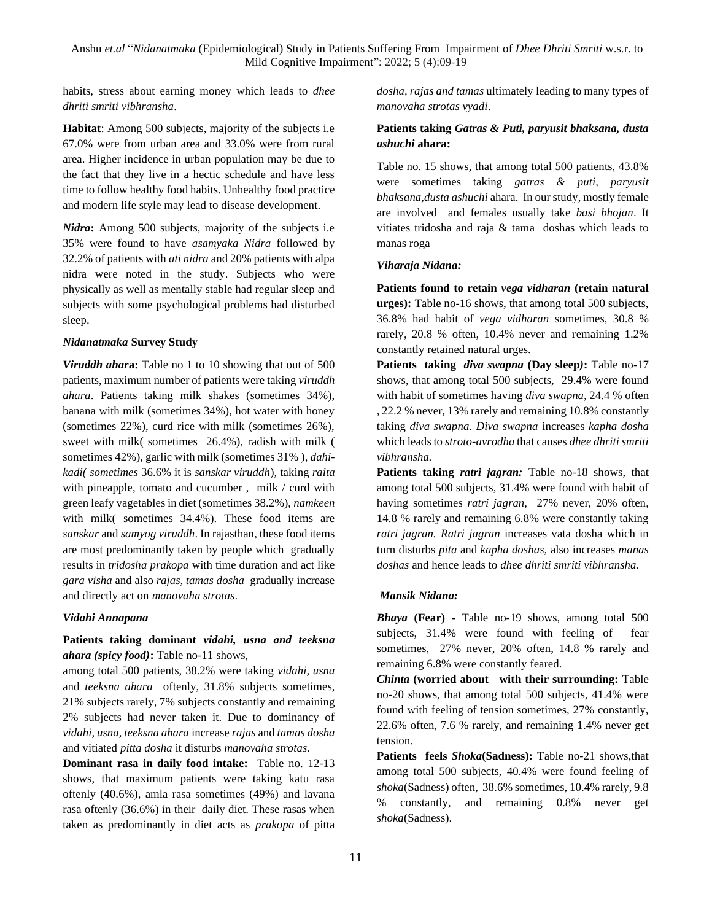habits, stress about earning money which leads to *dhee dhriti smriti vibhransha*.

**Habitat**: Among 500 subjects, majority of the subjects i.e 67.0% were from urban area and 33.0% were from rural area. Higher incidence in urban population may be due to the fact that they live in a hectic schedule and have less time to follow healthy food habits. Unhealthy food practice and modern life style may lead to disease development.

***Nidra*:** Among 500 subjects, majority of the subjects i.e 35% were found to have *asamyaka Nidra* followed by 32.2% of patients with *ati nidra* and 20% patients with alpa nidra were noted in the study. Subjects who were physically as well as mentally stable had regular sleep and subjects with some psychological problems had disturbed sleep.

### *Nidanatmaka* Survey Study

***Viruddh ahara*:** Table no 1 to 10 showing that out of 500 patients, maximum number of patients were taking *viruddh ahara*. Patients taking milk shakes (sometimes 34%), banana with milk (sometimes 34%), hot water with honey (sometimes 22%), curd rice with milk (sometimes 26%), sweet with milk( sometimes 26.4%), radish with milk ( sometimes 42%), garlic with milk (sometimes 31% ), *dahi-kadi( sometimes* 36.6% it is *sanskar viruddh*), taking *raita* with pineapple, tomato and cucumber , milk / curd with green leafy vagetables in diet (sometimes 38.2%), *namkeen* with milk( sometimes 34.4%). These food items are *sanskar* and *samyog viruddh*. In rajasthan, these food items are most predominantly taken by people which gradually results in *tridosha prakopa* with time duration and act like *gara visha* and also *rajas, tamas dosha* gradually increase and directly act on *manovaha strotas*.

### *Vidahi Annapana*

**Patients taking dominant *vidahi, usna and teeksna ahara (spicy food)*:** Table no-11 shows,
among total 500 patients, 38.2% were taking *vidahi, usna* and *teeksna ahara* oftenly, 31.8% subjects sometimes, 21% subjects rarely, 7% subjects constantly and remaining 2% subjects had never taken it. Due to dominancy of *vidahi, usna, teeksna ahara* increase *rajas* and *tamas dosha* and vitiated *pitta dosha* it disturbs *manovaha strotas*.

**Dominant rasa in daily food intake:** Table no. 12-13 shows, that maximum patients were taking katu rasa oftenly (40.6%), amla rasa sometimes (49%) and lavana rasa oftenly (36.6%) in their daily diet. These rasas when taken as predominantly in diet acts as *prakopa* of pitta *dosha, rajas and tamas* ultimately leading to many types of *manovaha strotas vyadi*.

**Patients taking *Gatras & Puti, paryusit bhaksana, dusta ashuchi* ahara:**

Table no. 15 shows, that among total 500 patients, 43.8% were sometimes taking *gatras & puti, paryusit bhaksana,dusta ashuchi* ahara. In our study, mostly female are involved and females usually take *basi bhojan*. It vitiates tridosha and raja & tama doshas which leads to manas roga

### *Viharaja Nidana:*

**Patients found to retain *vega vidharan* (retain natural urges):** Table no-16 shows, that among total 500 subjects, 36.8% had habit of *vega vidharan* sometimes, 30.8 % rarely, 20.8 % often, 10.4% never and remaining 1.2% constantly retained natural urges.

**Patients taking *diva swapna* (Day sleep*)*:** Table no-17 shows, that among total 500 subjects, 29.4% were found with habit of sometimes having *diva swapna*, 24.4 % often , 22.2 % never, 13% rarely and remaining 10.8% constantly taking *diva swapna. Diva swapna* increases *kapha dosha* which leads to *stroto-avrodha* that causes *dhee dhriti smriti vibhransha.*

**Patients taking *ratri jagran:*** Table no-18 shows, that among total 500 subjects, 31.4% were found with habit of having sometimes *ratri jagran,* 27% never, 20% often, 14.8 % rarely and remaining 6.8% were constantly taking *ratri jagran. Ratri jagran* increases vata dosha which in turn disturbs *pita* and *kapha doshas,* also increases *manas doshas* and hence leads to *dhee dhriti smriti vibhransha.*

### *Mansik Nidana:*

***Bhaya* (Fear) -** Table no-19 shows, among total 500 subjects, 31.4% were found with feeling of fear sometimes, 27% never, 20% often, 14.8 % rarely and remaining 6.8% were constantly feared.

***Chinta* (worried about with their surrounding:** Table no-20 shows, that among total 500 subjects, 41.4% were found with feeling of tension sometimes, 27% constantly, 22.6% often, 7.6 % rarely, and remaining 1.4% never get tension.

**Patients feels *Shoka*(Sadness):** Table no-21 shows,that among total 500 subjects, 40.4% were found feeling of *shoka*(Sadness) often, 38.6% sometimes, 10.4% rarely, 9.8 % constantly, and remaining 0.8% never get *shoka*(Sadness).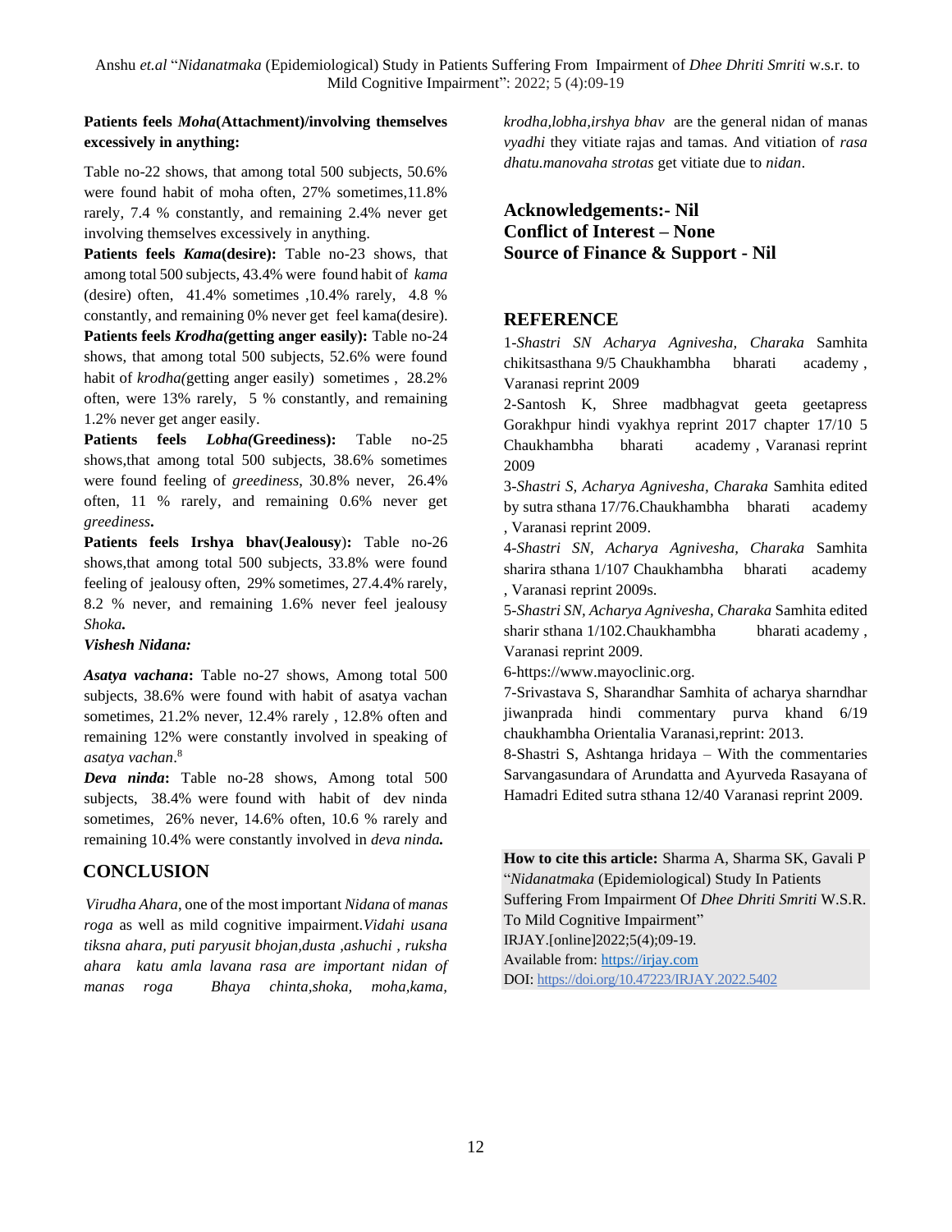**Patients feels *Moha*(Attachment)/involving themselves excessively in anything:**

Table no-22 shows, that among total 500 subjects, 50.6% were found habit of moha often, 27% sometimes,11.8% rarely, 7.4 % constantly, and remaining 2.4% never get involving themselves excessively in anything.

**Patients feels *Kama*(desire):** Table no-23 shows, that among total 500 subjects, 43.4% were found habit of *kama* (desire) often, 41.4% sometimes ,10.4% rarely, 4.8 % constantly, and remaining 0% never get feel kama(desire).

**Patients feels *Krodha(*getting anger easily):** Table no-24 shows, that among total 500 subjects, 52.6% were found habit of *krodha(*getting anger easily) sometimes , 28.2% often, were 13% rarely, 5 % constantly, and remaining 1.2% never get anger easily.

**Patients feels *Lobha(*Greediness):** Table no-25 shows,that among total 500 subjects, 38.6% sometimes were found feeling of *greediness*, 30.8% never, 26.4% often, 11 % rarely, and remaining 0.6% never get *greediness***.**

**Patients feels Irshya bhav(Jealousy**)**:** Table no-26 shows,that among total 500 subjects, 33.8% were found feeling of jealousy often, 29% sometimes, 27.4.4% rarely, 8.2 % never, and remaining 1.6% never feel jealousy *Shoka***.**

***Vishesh Nidana:***

***Asatya vachana*:** Table no-27 shows, Among total 500 subjects, 38.6% were found with habit of asatya vachan sometimes, 21.2% never, 12.4% rarely , 12.8% often and remaining 12% were constantly involved in speaking of *asatya vachan*.[8]

***Deva ninda*:** Table no-28 shows, Among total 500 subjects, 38.4% were found with habit of dev ninda sometimes, 26% never, 14.6% often, 10.6 % rarely and remaining 10.4% were constantly involved in *deva ninda.*

## CONCLUSION

*Virudha Ahara*, one of the most important *Nidana* of *manas roga* as well as mild cognitive impairment.*Vidahi usana tiksna ahara, puti paryusit bhojan,dusta ,ashuchi , ruksha ahara katu amla lavana rasa are important nidan of manas roga Bhaya chinta,shoka, moha,kama, krodha,lobha,irshya bhav* are the general nidan of manas *vyadhi* they vitiate rajas and tamas. And vitiation of *rasa dhatu.manovaha strotas* get vitiate due to *nidan*.

**Acknowledgements:- Nil**
**Conflict of Interest – None**
**Source of Finance & Support - Nil**

## REFERENCE

1-*Shastri SN Acharya Agnivesha, Charaka* Samhita chikitsasthana 9/5 Chaukhambha bharati academy , Varanasi reprint 2009

2-Santosh K, Shree madbhagvat geeta geetapress Gorakhpur hindi vyakhya reprint 2017 chapter 17/10 5 Chaukhambha bharati academy , Varanasi reprint 2009

3-*Shastri S, Acharya Agnivesha, Charaka* Samhita edited by sutra sthana 17/76.Chaukhambha bharati academy , Varanasi reprint 2009.

4-*Shastri SN, Acharya Agnivesha, Charaka* Samhita sharira sthana 1/107 Chaukhambha bharati academy , Varanasi reprint 2009s.

5-*Shastri SN, Acharya Agnivesha, Charaka* Samhita edited sharir sthana 1/102.Chaukhambha bharati academy , Varanasi reprint 2009.

6-https://www.mayoclinic.org.

7-Srivastava S, Sharandhar Samhita of acharya sharndhar jiwanprada hindi commentary purva khand 6/19 chaukhambha Orientalia Varanasi,reprint: 2013.

8-Shastri S, Ashtanga hridaya – With the commentaries Sarvangasundara of Arundatta and Ayurveda Rasayana of Hamadri Edited sutra sthana 12/40 Varanasi reprint 2009.

**How to cite this article:** Sharma A, Sharma SK, Gavali P "*Nidanatmaka* (Epidemiological) Study In Patients Suffering From Impairment Of *Dhee Dhriti Smriti* W.S.R. To Mild Cognitive Impairment" IRJAY.[online]2022;5(4);09-19.
Available from: https://irjay.com
DOI: https://doi.org/10.47223/IRJAY.2022.5402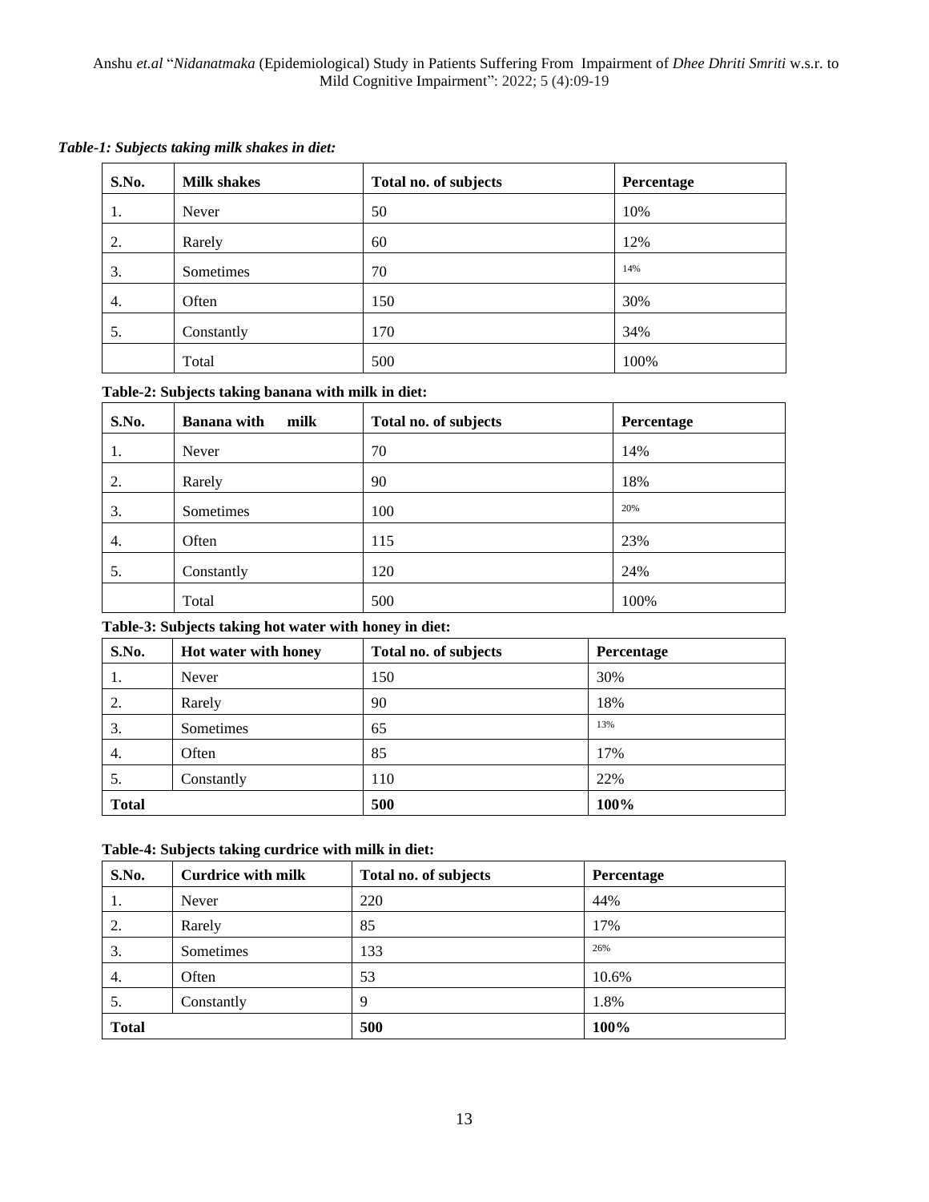***Table-1: Subjects taking milk shakes in diet:***

| S.No. | Milk shakes | Total no. of subjects | Percentage |
|---|---|---|---|
| 1. | Never | 50 | 10% |
| 2. | Rarely | 60 | 12% |
| 3. | Sometimes | 70 | 14% |
| 4. | Often | 150 | 30% |
| 5. | Constantly | 170 | 34% |
| | Total | 500 | 100% |

**Table-2: Subjects taking banana with milk in diet:**

| S.No. | Banana with milk | Total no. of subjects | Percentage |
|---|---|---|---|
| 1. | Never | 70 | 14% |
| 2. | Rarely | 90 | 18% |
| 3. | Sometimes | 100 | 20% |
| 4. | Often | 115 | 23% |
| 5. | Constantly | 120 | 24% |
| | Total | 500 | 100% |

**Table-3: Subjects taking hot water with honey in diet:**

| S.No. | Hot water with honey | Total no. of subjects | Percentage |
|---|---|---|---|
| 1. | Never | 150 | 30% |
| 2. | Rarely | 90 | 18% |
| 3. | Sometimes | 65 | 13% |
| 4. | Often | 85 | 17% |
| 5. | Constantly | 110 | 22% |
| **Total** | | **500** | **100%** |

**Table-4: Subjects taking curdrice with milk in diet:**

| S.No. | Curdrice with milk | Total no. of subjects | Percentage |
|---|---|---|---|
| 1. | Never | 220 | 44% |
| 2. | Rarely | 85 | 17% |
| 3. | Sometimes | 133 | 26% |
| 4. | Often | 53 | 10.6% |
| 5. | Constantly | 9 | 1.8% |
| **Total** | | **500** | **100%** |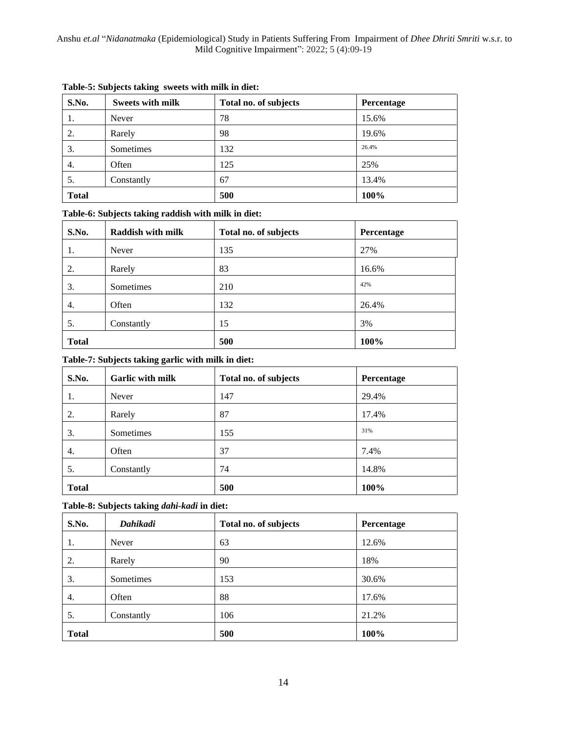**Table-5: Subjects taking sweets with milk in diet:**

| S.No. | Sweets with milk | Total no. of subjects | Percentage |
|---|---|---|---|
| 1. | Never | 78 | 15.6% |
| 2. | Rarely | 98 | 19.6% |
| 3. | Sometimes | 132 | 26.4% |
| 4. | Often | 125 | 25% |
| 5. | Constantly | 67 | 13.4% |
| **Total** | | **500** | **100%** |

**Table-6: Subjects taking raddish with milk in diet:**

| S.No. | Raddish with milk | Total no. of subjects | Percentage |
|---|---|---|---|
| 1. | Never | 135 | 27% |
| 2. | Rarely | 83 | 16.6% |
| 3. | Sometimes | 210 | 42% |
| 4. | Often | 132 | 26.4% |
| 5. | Constantly | 15 | 3% |
| **Total** | | **500** | **100%** |

**Table-7: Subjects taking garlic with milk in diet:**

| S.No. | Garlic with milk | Total no. of subjects | Percentage |
|---|---|---|---|
| 1. | Never | 147 | 29.4% |
| 2. | Rarely | 87 | 17.4% |
| 3. | Sometimes | 155 | 31% |
| 4. | Often | 37 | 7.4% |
| 5. | Constantly | 74 | 14.8% |
| **Total** | | **500** | **100%** |

**Table-8: Subjects taking *dahi-kadi* in diet:**

| S.No. | *Dahikadi* | Total no. of subjects | Percentage |
|---|---|---|---|
| 1. | Never | 63 | 12.6% |
| 2. | Rarely | 90 | 18% |
| 3. | Sometimes | 153 | 30.6% |
| 4. | Often | 88 | 17.6% |
| 5. | Constantly | 106 | 21.2% |
| **Total** | | **500** | **100%** |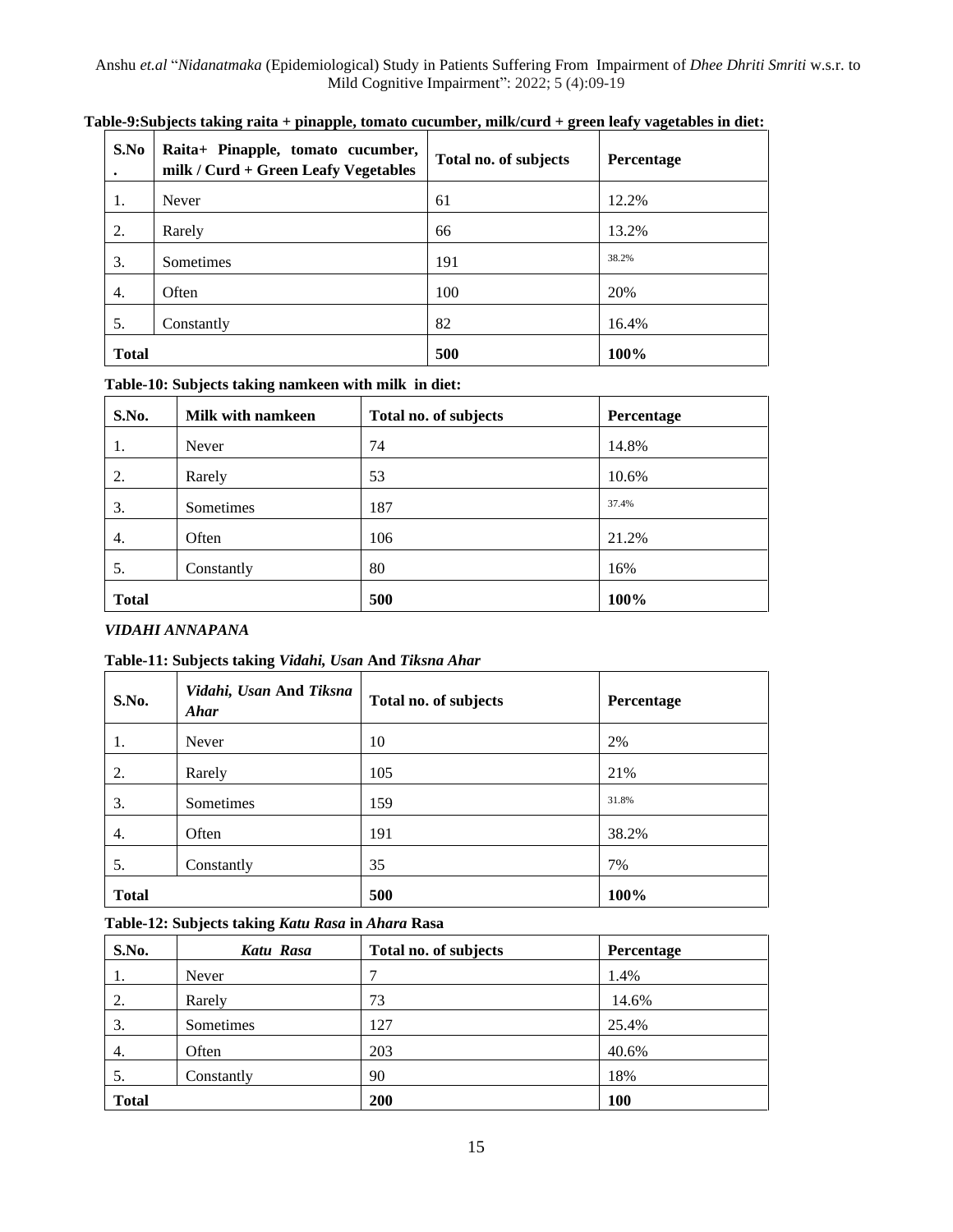**Table-9:Subjects taking raita + pinapple, tomato cucumber, milk/curd + green leafy vagetables in diet:**

| S.No. | Raita+ Pinapple, tomato cucumber, milk / Curd + Green Leafy Vegetables | Total no. of subjects | Percentage |
|---|---|---|---|
| 1. | Never | 61 | 12.2% |
| 2. | Rarely | 66 | 13.2% |
| 3. | Sometimes | 191 | 38.2% |
| 4. | Often | 100 | 20% |
| 5. | Constantly | 82 | 16.4% |
| **Total** | | **500** | **100%** |

**Table-10: Subjects taking namkeen with milk in diet:**

| S.No. | Milk with namkeen | Total no. of subjects | Percentage |
|---|---|---|---|
| 1. | Never | 74 | 14.8% |
| 2. | Rarely | 53 | 10.6% |
| 3. | Sometimes | 187 | 37.4% |
| 4. | Often | 106 | 21.2% |
| 5. | Constantly | 80 | 16% |
| **Total** | | **500** | **100%** |

***VIDAHI ANNAPANA***

**Table-11: Subjects taking *Vidahi, Usan* And *Tiksna Ahar***

| S.No. | *Vidahi, Usan* And *Tiksna Ahar* | Total no. of subjects | Percentage |
|---|---|---|---|
| 1. | Never | 10 | 2% |
| 2. | Rarely | 105 | 21% |
| 3. | Sometimes | 159 | 31.8% |
| 4. | Often | 191 | 38.2% |
| 5. | Constantly | 35 | 7% |
| **Total** | | **500** | **100%** |

**Table-12: Subjects taking *Katu Rasa* in *Ahara* Rasa**

| S.No. | *Katu Rasa* | Total no. of subjects | Percentage |
|---|---|---|---|
| 1. | Never | 7 | 1.4% |
| 2. | Rarely | 73 | 14.6% |
| 3. | Sometimes | 127 | 25.4% |
| 4. | Often | 203 | 40.6% |
| 5. | Constantly | 90 | 18% |
| **Total** | | **200** | **100** |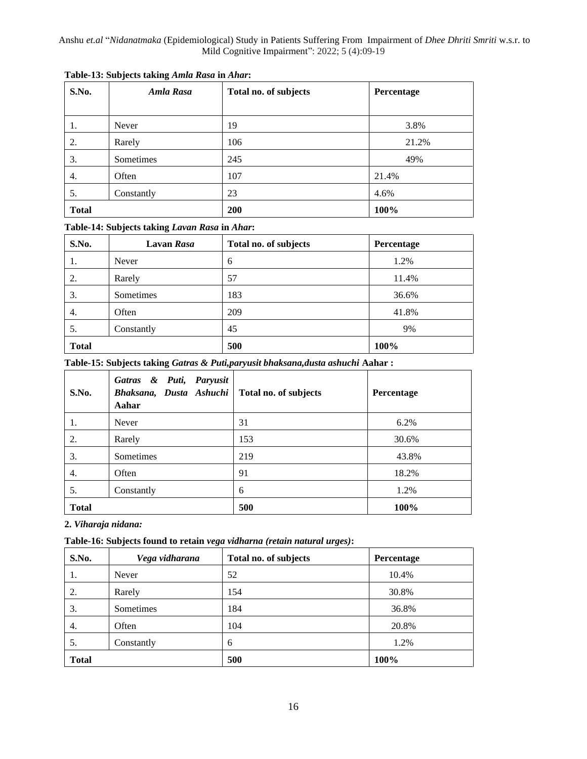**Table-13: Subjects taking *Amla Rasa* in *Ahar*:**

| S.No. | *Amla Rasa* | Total no. of subjects | Percentage |
|---|---|---|---|
| 1. | Never | 19 | 3.8% |
| 2. | Rarely | 106 | 21.2% |
| 3. | Sometimes | 245 | 49% |
| 4. | Often | 107 | 21.4% |
| 5. | Constantly | 23 | 4.6% |
| **Total** | | **200** | **100%** |

**Table-14: Subjects taking *Lavan Rasa* in *Ahar*:**

| S.No. | Lavan *Rasa* | Total no. of subjects | Percentage |
|---|---|---|---|
| 1. | Never | 6 | 1.2% |
| 2. | Rarely | 57 | 11.4% |
| 3. | Sometimes | 183 | 36.6% |
| 4. | Often | 209 | 41.8% |
| 5. | Constantly | 45 | 9% |
| **Total** | | **500** | **100%** |

**Table-15: Subjects taking *Gatras & Puti,paryusit bhaksana,dusta ashuchi* Aahar :**

| S.No. | *Gatras & Puti, Paryusit Bhaksana, Dusta Ashuchi* **Aahar** | Total no. of subjects | Percentage |
|---|---|---|---|
| 1. | Never | 31 | 6.2% |
| 2. | Rarely | 153 | 30.6% |
| 3. | Sometimes | 219 | 43.8% |
| 4. | Often | 91 | 18.2% |
| 5. | Constantly | 6 | 1.2% |
| **Total** | | **500** | **100%** |

**2. *Viharaja nidana:***

**Table-16: Subjects found to retain *vega vidharna (retain natural urges)*:**

| S.No. | *Vega vidharana* | Total no. of subjects | Percentage |
|---|---|---|---|
| 1. | Never | 52 | 10.4% |
| 2. | Rarely | 154 | 30.8% |
| 3. | Sometimes | 184 | 36.8% |
| 4. | Often | 104 | 20.8% |
| 5. | Constantly | 6 | 1.2% |
| **Total** | | **500** | **100%** |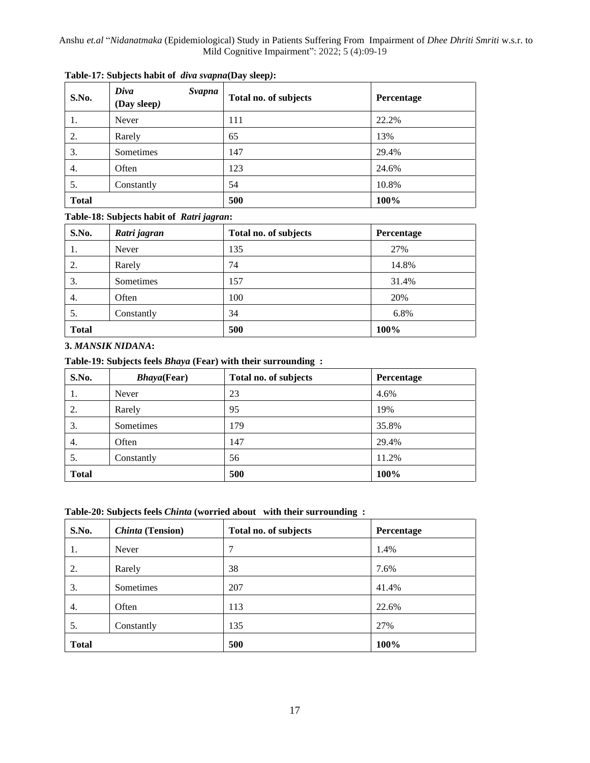**Table-17: Subjects habit of *diva svapna*(Day sleep*)*:**

| S.No. | *Diva Svapna* (Day sleep*)* | Total no. of subjects | Percentage |
|---|---|---|---|
| 1. | Never | 111 | 22.2% |
| 2. | Rarely | 65 | 13% |
| 3. | Sometimes | 147 | 29.4% |
| 4. | Often | 123 | 24.6% |
| 5. | Constantly | 54 | 10.8% |
| **Total** | | **500** | **100%** |

**Table-18: Subjects habit of *Ratri jagran*:**

| S.No. | *Ratri jagran* | Total no. of subjects | Percentage |
|---|---|---|---|
| 1. | Never | 135 | 27% |
| 2. | Rarely | 74 | 14.8% |
| 3. | Sometimes | 157 | 31.4% |
| 4. | Often | 100 | 20% |
| 5. | Constantly | 34 | 6.8% |
| **Total** | | **500** | **100%** |

**3. *MANSIK NIDANA*:**

**Table-19: Subjects feels *Bhaya* (Fear) with their surrounding :**

| S.No. | *Bhaya*(Fear) | Total no. of subjects | Percentage |
|---|---|---|---|
| 1. | Never | 23 | 4.6% |
| 2. | Rarely | 95 | 19% |
| 3. | Sometimes | 179 | 35.8% |
| 4. | Often | 147 | 29.4% |
| 5. | Constantly | 56 | 11.2% |
| **Total** | | **500** | **100%** |

**Table-20: Subjects feels *Chinta* (worried about with their surrounding :**

| S.No. | *Chinta* (Tension) | Total no. of subjects | Percentage |
|---|---|---|---|
| 1. | Never | 7 | 1.4% |
| 2. | Rarely | 38 | 7.6% |
| 3. | Sometimes | 207 | 41.4% |
| 4. | Often | 113 | 22.6% |
| 5. | Constantly | 135 | 27% |
| **Total** | | **500** | **100%** |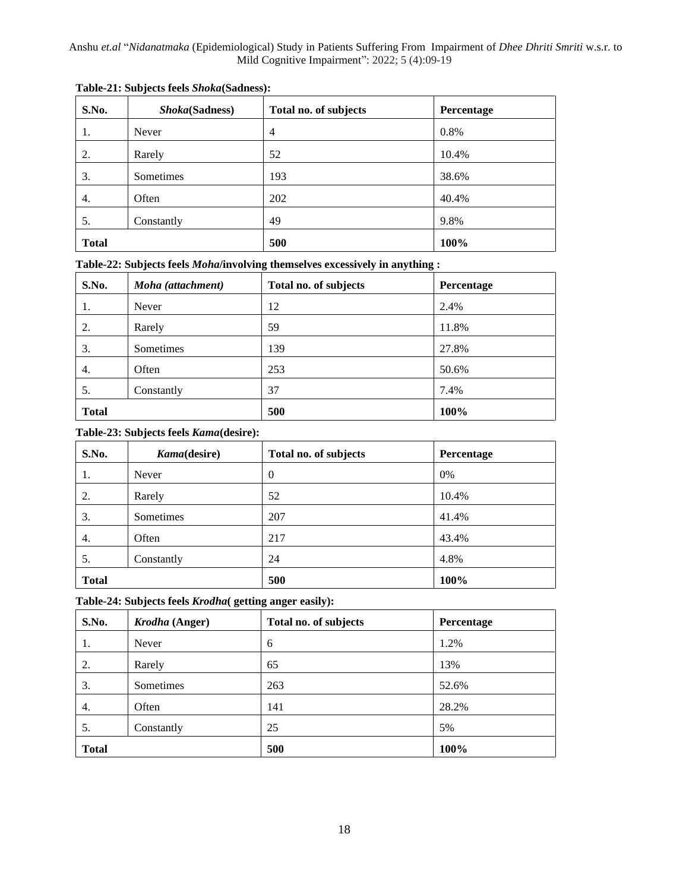**Table-21: Subjects feels *Shoka*(Sadness):**

| S.No. | *Shoka*(Sadness) | Total no. of subjects | Percentage |
|---|---|---|---|
| 1. | Never | 4 | 0.8% |
| 2. | Rarely | 52 | 10.4% |
| 3. | Sometimes | 193 | 38.6% |
| 4. | Often | 202 | 40.4% |
| 5. | Constantly | 49 | 9.8% |
| **Total** | | **500** | **100%** |

**Table-22: Subjects feels *Moha*/involving themselves excessively in anything :**

| S.No. | *Moha (attachment)* | Total no. of subjects | Percentage |
|---|---|---|---|
| 1. | Never | 12 | 2.4% |
| 2. | Rarely | 59 | 11.8% |
| 3. | Sometimes | 139 | 27.8% |
| 4. | Often | 253 | 50.6% |
| 5. | Constantly | 37 | 7.4% |
| **Total** | | **500** | **100%** |

**Table-23: Subjects feels *Kama*(desire):**

| S.No. | *Kama*(desire) | Total no. of subjects | Percentage |
|---|---|---|---|
| 1. | Never | 0 | 0% |
| 2. | Rarely | 52 | 10.4% |
| 3. | Sometimes | 207 | 41.4% |
| 4. | Often | 217 | 43.4% |
| 5. | Constantly | 24 | 4.8% |
| **Total** | | **500** | **100%** |

**Table-24: Subjects feels *Krodha*( getting anger easily):**

| S.No. | *Krodha* (Anger) | Total no. of subjects | Percentage |
|---|---|---|---|
| 1. | Never | 6 | 1.2% |
| 2. | Rarely | 65 | 13% |
| 3. | Sometimes | 263 | 52.6% |
| 4. | Often | 141 | 28.2% |
| 5. | Constantly | 25 | 5% |
| **Total** | | **500** | **100%** |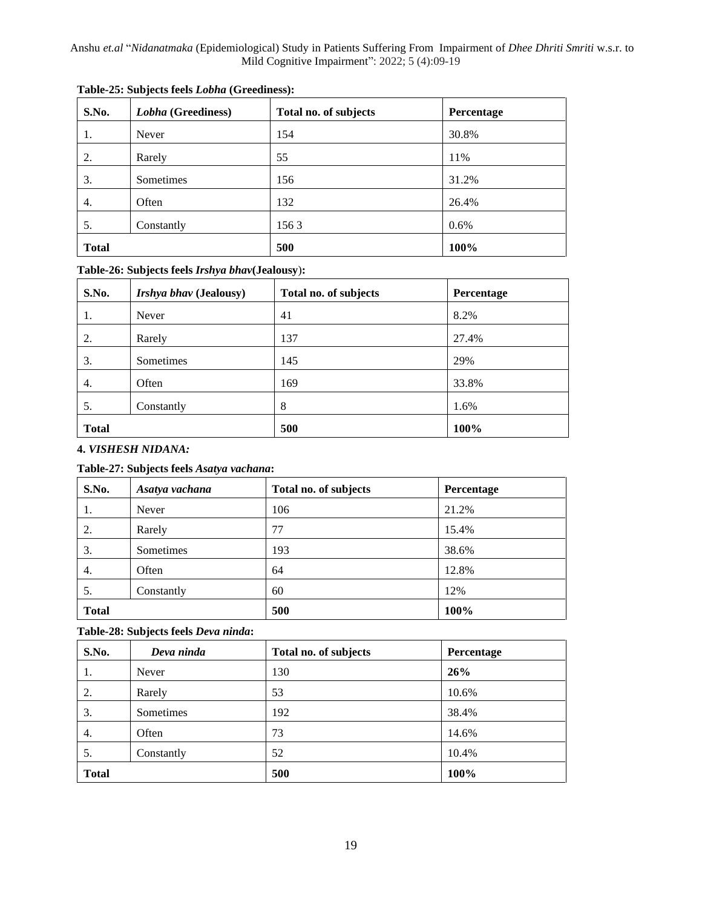**Table-25: Subjects feels *Lobha* (Greediness):**

| S.No. | *Lobha* (Greediness) | Total no. of subjects | Percentage |
|---|---|---|---|
| 1. | Never | 154 | 30.8% |
| 2. | Rarely | 55 | 11% |
| 3. | Sometimes | 156 | 31.2% |
| 4. | Often | 132 | 26.4% |
| 5. | Constantly | 156 3 | 0.6% |
| **Total** | | **500** | **100%** |

**Table-26: Subjects feels *Irshya bhav*(Jealousy):**

| S.No. | *Irshya bhav* (Jealousy) | Total no. of subjects | Percentage |
|---|---|---|---|
| 1. | Never | 41 | 8.2% |
| 2. | Rarely | 137 | 27.4% |
| 3. | Sometimes | 145 | 29% |
| 4. | Often | 169 | 33.8% |
| 5. | Constantly | 8 | 1.6% |
| **Total** | | **500** | **100%** |

**4. *VISHESH NIDANA:***

**Table-27: Subjects feels *Asatya vachana*:**

| S.No. | *Asatya vachana* | Total no. of subjects | Percentage |
|---|---|---|---|
| 1. | Never | 106 | 21.2% |
| 2. | Rarely | 77 | 15.4% |
| 3. | Sometimes | 193 | 38.6% |
| 4. | Often | 64 | 12.8% |
| 5. | Constantly | 60 | 12% |
| **Total** | | **500** | **100%** |

**Table-28: Subjects feels *Deva ninda*:**

| S.No. | *Deva ninda* | Total no. of subjects | Percentage |
|---|---|---|---|
| 1. | Never | 130 | **26%** |
| 2. | Rarely | 53 | 10.6% |
| 3. | Sometimes | 192 | 38.4% |
| 4. | Often | 73 | 14.6% |
| 5. | Constantly | 52 | 10.4% |
| **Total** | | **500** | **100%** |